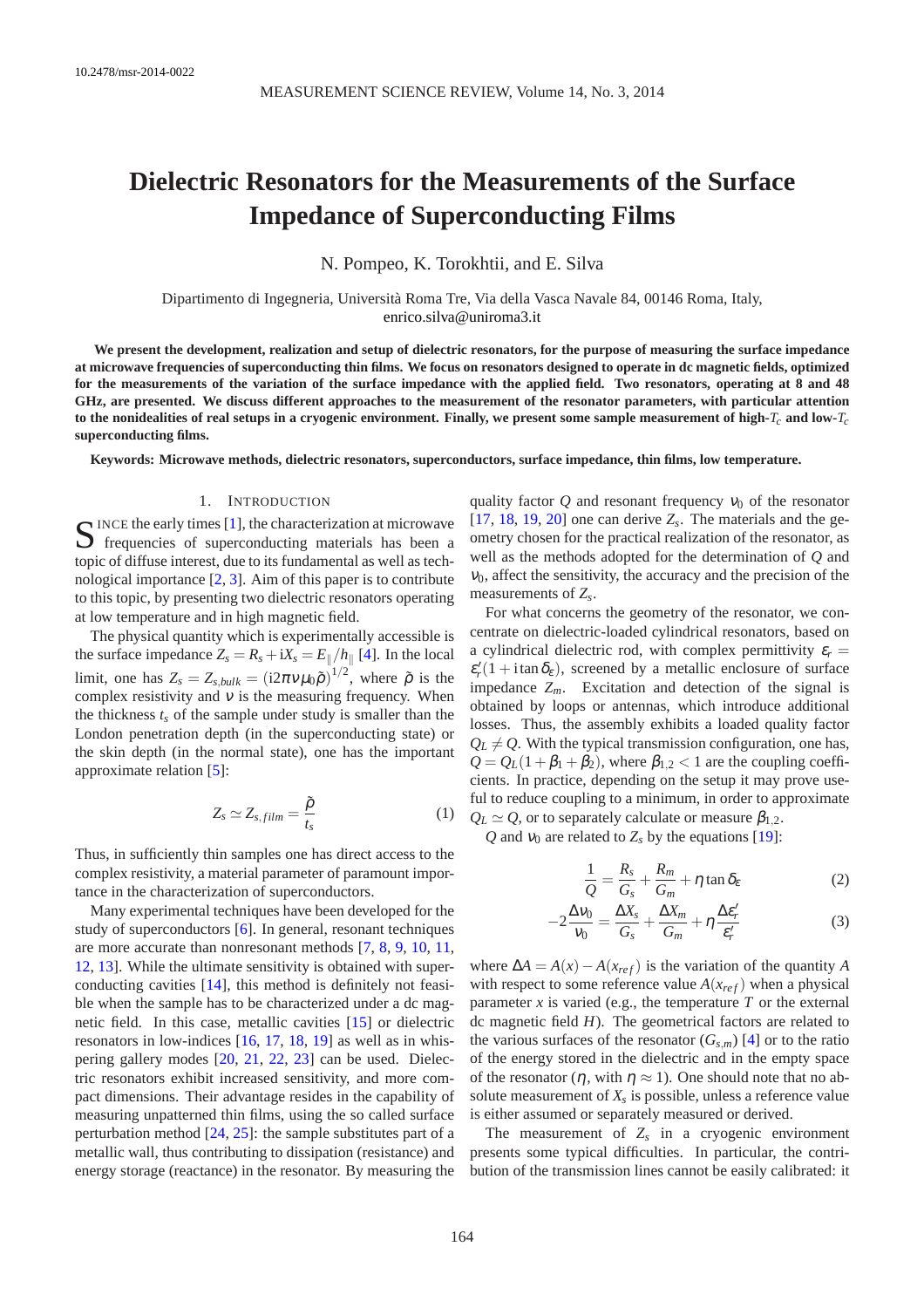10.2478/msr-2014-0022

# Dielectric Resonators for the Measurements of the Surface Impedance of Superconducting Films

N. Pompeo, K. Torokhtii, and E. Silva

Dipartimento di Ingegneria, Università Roma Tre, Via della Vasca Navale 84, 00146 Roma, Italy,
enrico.silva@uniroma3.it

**We present the development, realization and setup of dielectric resonators, for the purpose of measuring the surface impedance at microwave frequencies of superconducting thin films. We focus on resonators designed to operate in dc magnetic fields, optimized for the measurements of the variation of the surface impedance with the applied field. Two resonators, operating at 8 and 48 GHz, are presented. We discuss different approaches to the measurement of the resonator parameters, with particular attention to the nonidealities of real setups in a cryogenic environment. Finally, we present some sample measurement of high-$T_c$ and low-$T_c$ superconducting films.**

**Keywords: Microwave methods, dielectric resonators, superconductors, surface impedance, thin films, low temperature.**

## 1. Introduction

Since the early times [1], the characterization at microwave frequencies of superconducting materials has been a topic of diffuse interest, due to its fundamental as well as technological importance [2, 3]. Aim of this paper is to contribute to this topic, by presenting two dielectric resonators operating at low temperature and in high magnetic field.

The physical quantity which is experimentally accessible is the surface impedance $Z_s = R_s + \mathrm{i}X_s = E_\parallel / h_\parallel$ [4]. In the local limit, one has $Z_s = Z_{s,bulk} = (\mathrm{i}2\pi\nu\mu_0\tilde{\rho})^{1/2}$, where $\tilde{\rho}$ is the complex resistivity and $\nu$ is the measuring frequency. When the thickness $t_s$ of the sample under study is smaller than the London penetration depth (in the superconducting state) or the skin depth (in the normal state), one has the important approximate relation [5]:

$$Z_s \simeq Z_{s,film} = \frac{\tilde{\rho}}{t_s} \tag{1}$$

Thus, in sufficiently thin samples one has direct access to the complex resistivity, a material parameter of paramount importance in the characterization of superconductors.

Many experimental techniques have been developed for the study of superconductors [6]. In general, resonant techniques are more accurate than nonresonant methods [7, 8, 9, 10, 11, 12, 13]. While the ultimate sensitivity is obtained with superconducting cavities [14], this method is definitely not feasible when the sample has to be characterized under a dc magnetic field. In this case, metallic cavities [15] or dielectric resonators in low-indices [16, 17, 18, 19] as well as in whispering gallery modes [20, 21, 22, 23] can be used. Dielectric resonators exhibit increased sensitivity, and more compact dimensions. Their advantage resides in the capability of measuring unpatterned thin films, using the so called surface perturbation method [24, 25]: the sample substitutes part of a metallic wall, thus contributing to dissipation (resistance) and energy storage (reactance) in the resonator. By measuring the quality factor $Q$ and resonant frequency $\nu_0$ of the resonator [17, 18, 19, 20] one can derive $Z_s$. The materials and the geometry chosen for the practical realization of the resonator, as well as the methods adopted for the determination of $Q$ and $\nu_0$, affect the sensitivity, the accuracy and the precision of the measurements of $Z_s$.

For what concerns the geometry of the resonator, we concentrate on dielectric-loaded cylindrical resonators, based on a cylindrical dielectric rod, with complex permittivity $\varepsilon_r = \varepsilon_r'(1 + \mathrm{i}\tan\delta_\varepsilon)$, screened by a metallic enclosure of surface impedance $Z_m$. Excitation and detection of the signal is obtained by loops or antennas, which introduce additional losses. Thus, the assembly exhibits a loaded quality factor $Q_L \neq Q$. With the typical transmission configuration, one has, $Q = Q_L(1 + \beta_1 + \beta_2)$, where $\beta_{1,2} < 1$ are the coupling coefficients. In practice, depending on the setup it may prove useful to reduce coupling to a minimum, in order to approximate $Q_L \simeq Q$, or to separately calculate or measure $\beta_{1,2}$.

$Q$ and $\nu_0$ are related to $Z_s$ by the equations [19]:

$$\frac{1}{Q} = \frac{R_s}{G_s} + \frac{R_m}{G_m} + \eta \tan\delta_\varepsilon \tag{2}$$

$$-2\frac{\Delta\nu_0}{\nu_0} = \frac{\Delta X_s}{G_s} + \frac{\Delta X_m}{G_m} + \eta\frac{\Delta\varepsilon_r'}{\varepsilon_r'} \tag{3}$$

where $\Delta A = A(x) - A(x_{ref})$ is the variation of the quantity $A$ with respect to some reference value $A(x_{ref})$ when a physical parameter $x$ is varied (e.g., the temperature $T$ or the external dc magnetic field $H$). The geometrical factors are related to the various surfaces of the resonator ($G_{s,m}$) [4] or to the ratio of the energy stored in the dielectric and in the empty space of the resonator ($\eta$, with $\eta \approx 1$). One should note that no absolute measurement of $X_s$ is possible, unless a reference value is either assumed or separately measured or derived.

The measurement of $Z_s$ in a cryogenic environment presents some typical difficulties. In particular, the contribution of the transmission lines cannot be easily calibrated: it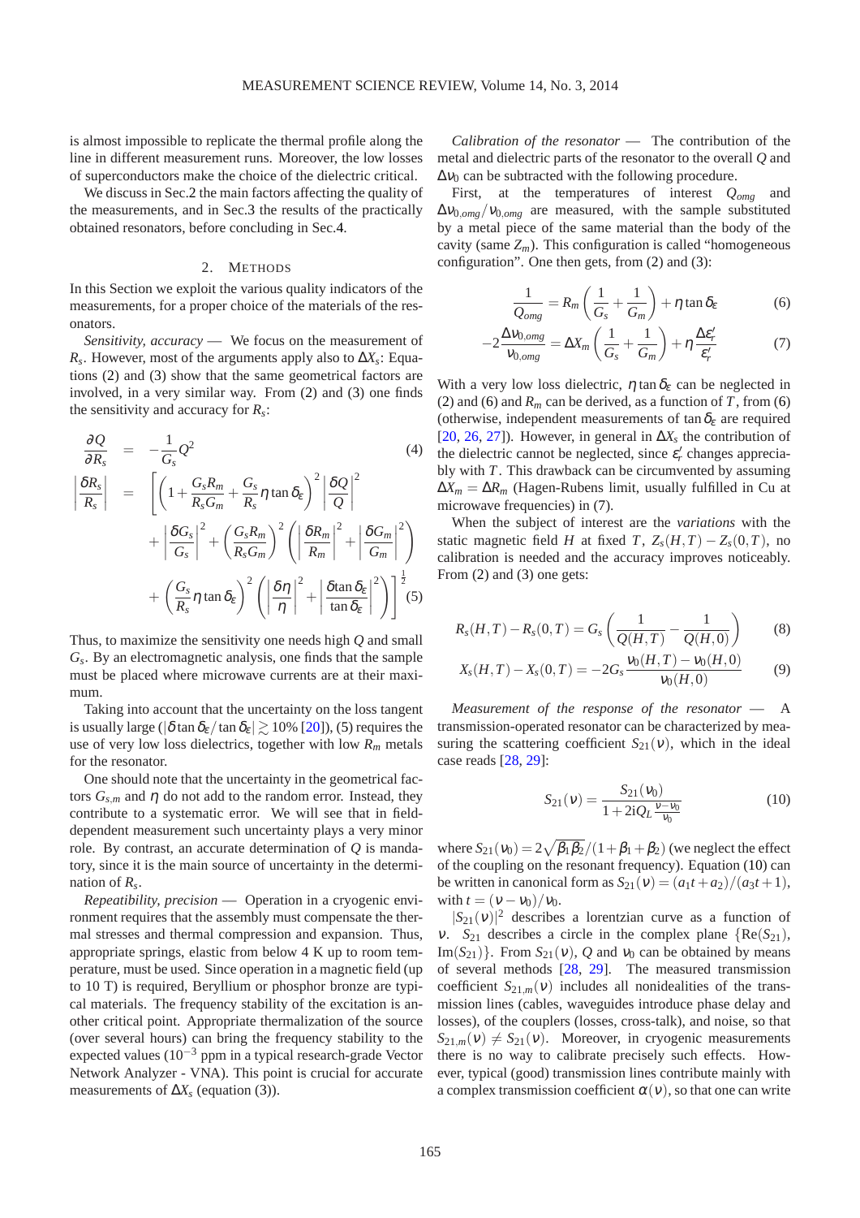is almost impossible to replicate the thermal profile along the line in different measurement runs. Moreover, the low losses of superconductors make the choice of the dielectric critical.

We discuss in Sec.2 the main factors affecting the quality of the measurements, and in Sec.3 the results of the practically obtained resonators, before concluding in Sec.4.

## 2. Methods

In this Section we exploit the various quality indicators of the measurements, for a proper choice of the materials of the resonators.

*Sensitivity, accuracy* — We focus on the measurement of $R_s$. However, most of the arguments apply also to $\Delta X_s$: Equations (2) and (3) show that the same geometrical factors are involved, in a very similar way. From (2) and (3) one finds the sensitivity and accuracy for $R_s$:

$$\frac{\partial Q}{\partial R_s} = -\frac{1}{G_s}Q^2 \tag{4}$$

$$\left|\frac{\delta R_s}{R_s}\right| = \left[\left(1+\frac{G_s R_m}{R_s G_m}+\frac{G_s}{R_s}\eta\tan\delta_\varepsilon\right)^2\left|\frac{\delta Q}{Q}\right|^2 + \left|\frac{\delta G_s}{G_s}\right|^2+\left(\frac{G_s R_m}{R_s G_m}\right)^2\left(\left|\frac{\delta R_m}{R_m}\right|^2+\left|\frac{\delta G_m}{G_m}\right|^2\right) + \left(\frac{G_s}{R_s}\eta\tan\delta_\varepsilon\right)^2\left(\left|\frac{\delta\eta}{\eta}\right|^2+\left|\frac{\delta\tan\delta_\varepsilon}{\tan\delta_\varepsilon}\right|^2\right)\right]^{\frac{1}{2}} \tag{5}$$

Thus, to maximize the sensitivity one needs high $Q$ and small $G_s$. By an electromagnetic analysis, one finds that the sample must be placed where microwave currents are at their maximum.

Taking into account that the uncertainty on the loss tangent is usually large ($|\delta\tan\delta_\varepsilon/\tan\delta_\varepsilon| \gtrsim 10\%$ [20]), (5) requires the use of very low loss dielectrics, together with low $R_m$ metals for the resonator.

One should note that the uncertainty in the geometrical factors $G_{s,m}$ and $\eta$ do not add to the random error. Instead, they contribute to a systematic error. We will see that in field-dependent measurement such uncertainty plays a very minor role. By contrast, an accurate determination of $Q$ is mandatory, since it is the main source of uncertainty in the determination of $R_s$.

*Repeatibility, precision* — Operation in a cryogenic environment requires that the assembly must compensate the thermal stresses and thermal compression and expansion. Thus, appropriate springs, elastic from below 4 K up to room temperature, must be used. Since operation in a magnetic field (up to 10 T) is required, Beryllium or phosphor bronze are typical materials. The frequency stability of the excitation is another critical point. Appropriate thermalization of the source (over several hours) can bring the frequency stability to the expected values ($10^{-3}$ ppm in a typical research-grade Vector Network Analyzer - VNA). This point is crucial for accurate measurements of $\Delta X_s$ (equation (3)).

*Calibration of the resonator* — The contribution of the metal and dielectric parts of the resonator to the overall $Q$ and $\Delta\nu_0$ can be subtracted with the following procedure.

First, at the temperatures of interest $Q_{omg}$ and $\Delta\nu_{0,omg}/\nu_{0,omg}$ are measured, with the sample substituted by a metal piece of the same material than the body of the cavity (same $Z_m$). This configuration is called "homogeneous configuration". One then gets, from (2) and (3):

$$\frac{1}{Q_{omg}} = R_m\left(\frac{1}{G_s}+\frac{1}{G_m}\right)+\eta\tan\delta_\varepsilon \tag{6}$$

$$-2\frac{\Delta\nu_{0,omg}}{\nu_{0,omg}} = \Delta X_m\left(\frac{1}{G_s}+\frac{1}{G_m}\right)+\eta\frac{\Delta\varepsilon'_r}{\varepsilon'_r} \tag{7}$$

With a very low loss dielectric, $\eta\tan\delta_\varepsilon$ can be neglected in (2) and (6) and $R_m$ can be derived, as a function of $T$, from (6) (otherwise, independent measurements of $\tan\delta_\varepsilon$ are required [20, 26, 27]). However, in general in $\Delta X_s$ the contribution of the dielectric cannot be neglected, since $\varepsilon'_r$ changes appreciably with $T$. This drawback can be circumvented by assuming $\Delta X_m = \Delta R_m$ (Hagen-Rubens limit, usually fulfilled in Cu at microwave frequencies) in (7).

When the subject of interest are the *variations* with the static magnetic field $H$ at fixed $T$, $Z_s(H,T)-Z_s(0,T)$, no calibration is needed and the accuracy improves noticeably. From (2) and (3) one gets:

$$R_s(H,T)-R_s(0,T) = G_s\left(\frac{1}{Q(H,T)}-\frac{1}{Q(H,0)}\right) \tag{8}$$

$$X_s(H,T)-X_s(0,T) = -2G_s\frac{\nu_0(H,T)-\nu_0(H,0)}{\nu_0(H,0)} \tag{9}$$

*Measurement of the response of the resonator* — A transmission-operated resonator can be characterized by measuring the scattering coefficient $S_{21}(\nu)$, which in the ideal case reads [28, 29]:

$$S_{21}(\nu) = \frac{S_{21}(\nu_0)}{1+2\mathrm{i}Q_L\frac{\nu-\nu_0}{\nu_0}} \tag{10}$$

where $S_{21}(\nu_0) = 2\sqrt{\beta_1\beta_2}/(1+\beta_1+\beta_2)$ (we neglect the effect of the coupling on the resonant frequency). Equation (10) can be written in canonical form as $S_{21}(\nu) = (a_1t+a_2)/(a_3t+1)$, with $t = (\nu-\nu_0)/\nu_0$.

$|S_{21}(\nu)|^2$ describes a lorentzian curve as a function of $\nu$. $S_{21}$ describes a circle in the complex plane $\{\mathrm{Re}(S_{21}), \mathrm{Im}(S_{21})\}$. From $S_{21}(\nu)$, $Q$ and $\nu_0$ can be obtained by means of several methods [28, 29]. The measured transmission coefficient $S_{21,m}(\nu)$ includes all nonidealities of the transmission lines (cables, waveguides introduce phase delay and losses), of the couplers (losses, cross-talk), and noise, so that $S_{21,m}(\nu) \neq S_{21}(\nu)$. Moreover, in cryogenic measurements there is no way to calibrate precisely such effects. However, typical (good) transmission lines contribute mainly with a complex transmission coefficient $\alpha(\nu)$, so that one can write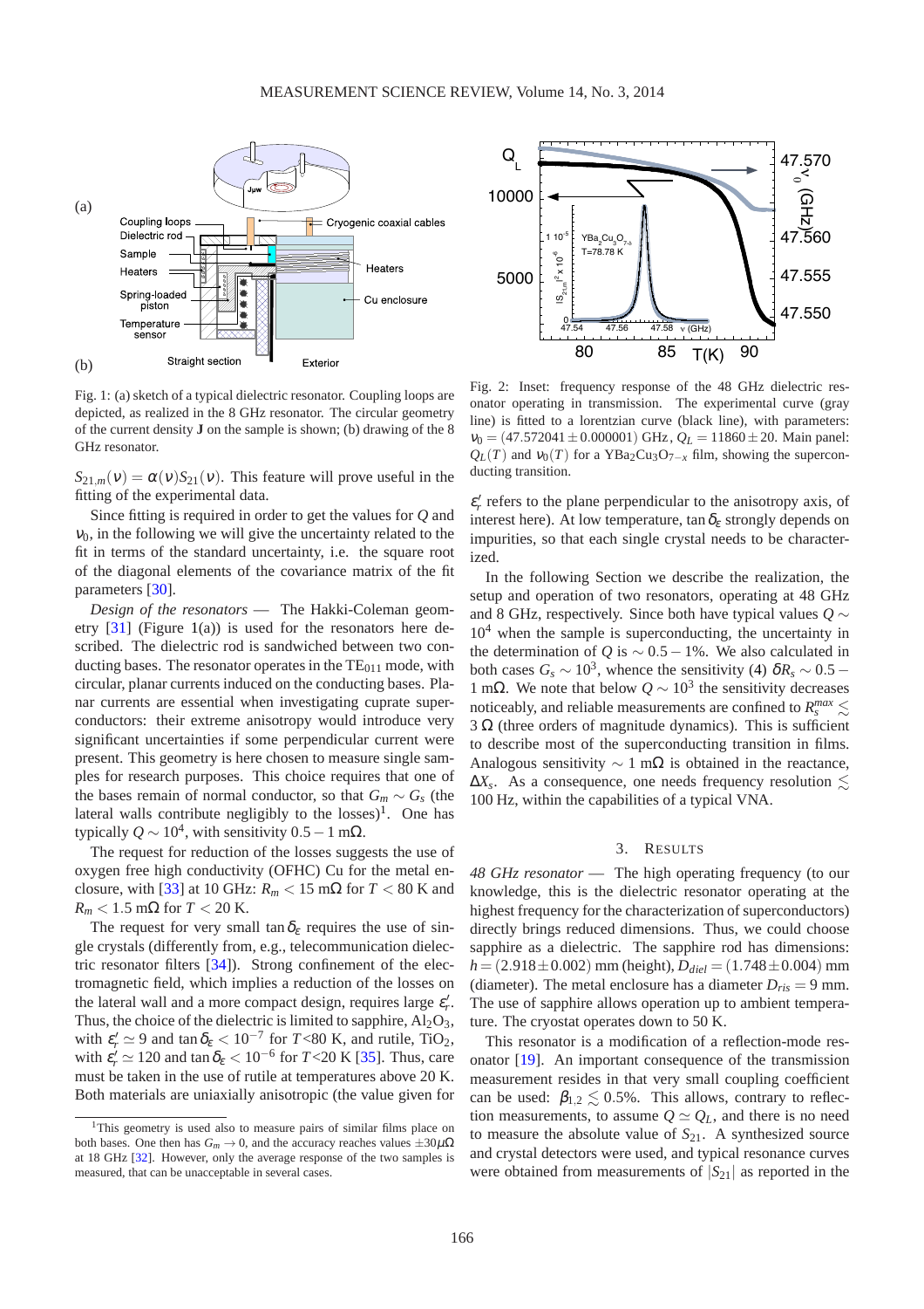(a)

Coupling loops
Dielectric rod
Sample
Heaters
Spring-loaded piston
Temperature sensor
Cryogenic coaxial cables
Heaters
Cu enclosure
J$_{\mu w}$

(b)

Straight section
Exterior

Fig. 1: (a) sketch of a typical dielectric resonator. Coupling loops are depicted, as realized in the 8 GHz resonator. The circular geometry of the current density **J** on the sample is shown; (b) drawing of the 8 GHz resonator.

$Q_L$
10000
5000
80
85
T(K)
90
47.570
47.560
47.555
47.550
$\nu_0$ (GHz)
$1\ 10^{-5}$
$|S_{21,m}|^2 \times 10^{-6}$
0
47.54
47.56
47.58
$\nu$ (GHz)
$YBa_2Cu_3O_{7-\delta}$
T=78.78 K

Fig. 2: Inset: frequency response of the 48 GHz dielectric resonator operating in transmission. The experimental curve (gray line) is fitted to a lorentzian curve (black line), with parameters: $\nu_0 = (47.572041 \pm 0.000001)$ GHz, $Q_L = 11860 \pm 20$. Main panel: $Q_L(T)$ and $\nu_0(T)$ for a $YBa_2Cu_3O_{7-x}$ film, showing the superconducting transition.

$S_{21,m}(\nu) = \alpha(\nu) S_{21}(\nu)$. This feature will prove useful in the fitting of the experimental data.

Since fitting is required in order to get the values for $Q$ and $\nu_0$, in the following we will give the uncertainty related to the fit in terms of the standard uncertainty, i.e. the square root of the diagonal elements of the covariance matrix of the fit parameters [30].

*Design of the resonators —* The Hakki-Coleman geometry [31] (Figure 1(a)) is used for the resonators here described. The dielectric rod is sandwiched between two conducting bases. The resonator operates in the $TE_{011}$ mode, with circular, planar currents induced on the conducting bases. Planar currents are essential when investigating cuprate superconductors: their extreme anisotropy would introduce very significant uncertainties if some perpendicular current were present. This geometry is here chosen to measure single samples for research purposes. This choice requires that one of the bases remain of normal conductor, so that $G_m \sim G_s$ (the lateral walls contribute negligibly to the losses)[1]. One has typically $Q \sim 10^4$, with sensitivity $0.5 - 1$ m$\Omega$.

The request for reduction of the losses suggests the use of oxygen free high conductivity (OFHC) Cu for the metal enclosure, with [33] at 10 GHz: $R_m < 15$ m$\Omega$ for $T < 80$ K and $R_m < 1.5$ m$\Omega$ for $T < 20$ K.

The request for very small $\tan\delta_\varepsilon$ requires the use of single crystals (differently from, e.g., telecommunication dielectric resonator filters [34]). Strong confinement of the electromagnetic field, which implies a reduction of the losses on the lateral wall and a more compact design, requires large $\varepsilon_r'$. Thus, the choice of the dielectric is limited to sapphire, $Al_2O_3$, with $\varepsilon_r' \simeq 9$ and $\tan\delta_\varepsilon < 10^{-7}$ for $T$<80 K, and rutile, $TiO_2$, with $\varepsilon_r' \simeq 120$ and $\tan\delta_\varepsilon < 10^{-6}$ for $T$<20 K [35]. Thus, care must be taken in the use of rutile at temperatures above 20 K. Both materials are uniaxially anisotropic (the value given for $\varepsilon_r'$ refers to the plane perpendicular to the anisotropy axis, of interest here). At low temperature, $\tan\delta_\varepsilon$ strongly depends on impurities, so that each single crystal needs to be characterized.

In the following Section we describe the realization, the setup and operation of two resonators, operating at 48 GHz and 8 GHz, respectively. Since both have typical values $Q \sim 10^4$ when the sample is superconducting, the uncertainty in the determination of $Q$ is $\sim 0.5 - 1\%$. We also calculated in both cases $G_s \sim 10^3$, whence the sensitivity (4) $\delta R_s \sim 0.5 - 1$ m$\Omega$. We note that below $Q \sim 10^3$ the sensitivity decreases noticeably, and reliable measurements are confined to $R_s^{max} \lesssim 3\ \Omega$ (three orders of magnitude dynamics). This is sufficient to describe most of the superconducting transition in films. Analogous sensitivity $\sim 1$ m$\Omega$ is obtained in the reactance, $\Delta X_s$. As a consequence, one needs frequency resolution $\lesssim$ 100 Hz, within the capabilities of a typical VNA.

## 3. RESULTS

*48 GHz resonator —* The high operating frequency (to our knowledge, this is the dielectric resonator operating at the highest frequency for the characterization of superconductors) directly brings reduced dimensions. Thus, we could choose sapphire as a dielectric. The sapphire rod has dimensions: $h = (2.918 \pm 0.002)$ mm (height), $D_{diel} = (1.748 \pm 0.004)$ mm (diameter). The metal enclosure has a diameter $D_{ris} = 9$ mm. The use of sapphire allows operation up to ambient temperature. The cryostat operates down to 50 K.

This resonator is a modification of a reflection-mode resonator [19]. An important consequence of the transmission measurement resides in that very small coupling coefficient can be used: $\beta_{1,2} \lesssim 0.5\%$. This allows, contrary to reflection measurements, to assume $Q \simeq Q_L$, and there is no need to measure the absolute value of $S_{21}$. A synthesized source and crystal detectors were used, and typical resonance curves were obtained from measurements of $|S_{21}|$ as reported in the

[1] This geometry is used also to measure pairs of similar films place on both bases. One then has $G_m \to 0$, and the accuracy reaches values $\pm 30\mu\Omega$ at 18 GHz [32]. However, only the average response of the two samples is measured, that can be unacceptable in several cases.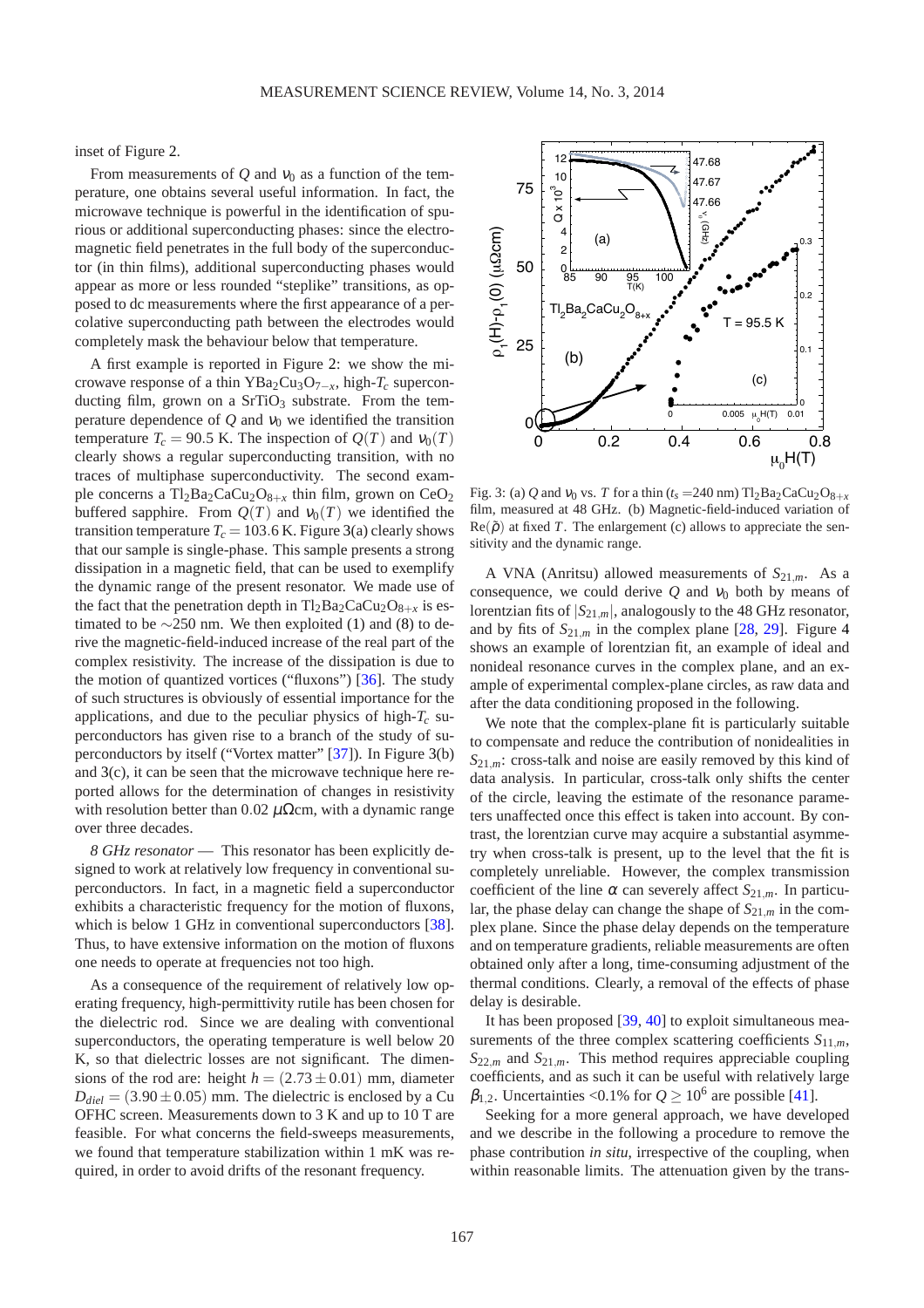inset of Figure 2.

From measurements of $Q$ and $\nu_0$ as a function of the temperature, one obtains several useful information. In fact, the microwave technique is powerful in the identification of spurious or additional superconducting phases: since the electromagnetic field penetrates in the full body of the superconductor (in thin films), additional superconducting phases would appear as more or less rounded "steplike" transitions, as opposed to dc measurements where the first appearance of a percolative superconducting path between the electrodes would completely mask the behaviour below that temperature.

A first example is reported in Figure 2: we show the microwave response of a thin $YBa_2Cu_3O_{7-x}$, high-$T_c$ superconducting film, grown on a $SrTiO_3$ substrate. From the temperature dependence of $Q$ and $\nu_0$ we identified the transition temperature $T_c = 90.5$ K. The inspection of $Q(T)$ and $\nu_0(T)$ clearly shows a regular superconducting transition, with no traces of multiphase superconductivity. The second example concerns a $Tl_2Ba_2CaCu_2O_{8+x}$ thin film, grown on $CeO_2$ buffered sapphire. From $Q(T)$ and $\nu_0(T)$ we identified the transition temperature $T_c = 103.6$ K. Figure 3(a) clearly shows that our sample is single-phase. This sample presents a strong dissipation in a magnetic field, that can be used to exemplify the dynamic range of the present resonator. We made use of the fact that the penetration depth in $Tl_2Ba_2CaCu_2O_{8+x}$ is estimated to be $\sim$250 nm. We then exploited (1) and (8) to derive the magnetic-field-induced increase of the real part of the complex resistivity. The increase of the dissipation is due to the motion of quantized vortices ("fluxons") [36]. The study of such structures is obviously of essential importance for the applications, and due to the peculiar physics of high-$T_c$ superconductors has given rise to a branch of the study of superconductors by itself ("Vortex matter" [37]). In Figure 3(b) and 3(c), it can be seen that the microwave technique here reported allows for the determination of changes in resistivity with resolution better than 0.02 $\mu\Omega$cm, with a dynamic range over three decades.

*8 GHz resonator* — This resonator has been explicitly designed to work at relatively low frequency in conventional superconductors. In fact, in a magnetic field a superconductor exhibits a characteristic frequency for the motion of fluxons, which is below 1 GHz in conventional superconductors [38]. Thus, to have extensive information on the motion of fluxons one needs to operate at frequencies not too high.

As a consequence of the requirement of relatively low operating frequency, high-permittivity rutile has been chosen for the dielectric rod. Since we are dealing with conventional superconductors, the operating temperature is well below 20 K, so that dielectric losses are not significant. The dimensions of the rod are: height $h = (2.73 \pm 0.01)$ mm, diameter $D_{diel} = (3.90 \pm 0.05)$ mm. The dielectric is enclosed by a Cu OFHC screen. Measurements down to 3 K and up to 10 T are feasible. For what concerns the field-sweeps measurements, we found that temperature stabilization within 1 mK was required, in order to avoid drifts of the resonant frequency.

(a)
$Q \times 10^3$
T(K)
$\nu_0$ (GHz)
47.68
47.67
47.66
$Tl_2Ba_2CaCu_2O_{8+x}$
T = 95.5 K
(b)
(c)
$\rho_1(H)-\rho_1(0)$ ($\mu\Omega$cm)
$\mu_0H(T)$

Fig. 3: (a) $Q$ and $\nu_0$ vs. $T$ for a thin ($t_s$ =240 nm) $Tl_2Ba_2CaCu_2O_{8+x}$ film, measured at 48 GHz. (b) Magnetic-field-induced variation of $\mathrm{Re}(\tilde{\rho})$ at fixed $T$. The enlargement (c) allows to appreciate the sensitivity and the dynamic range.

A VNA (Anritsu) allowed measurements of $S_{21,m}$. As a consequence, we could derive $Q$ and $\nu_0$ both by means of lorentzian fits of $|S_{21,m}|$, analogously to the 48 GHz resonator, and by fits of $S_{21,m}$ in the complex plane [28, 29]. Figure 4 shows an example of lorentzian fit, an example of ideal and nonideal resonance curves in the complex plane, and an example of experimental complex-plane circles, as raw data and after the data conditioning proposed in the following.

We note that the complex-plane fit is particularly suitable to compensate and reduce the contribution of nonidealities in $S_{21,m}$: cross-talk and noise are easily removed by this kind of data analysis. In particular, cross-talk only shifts the center of the circle, leaving the estimate of the resonance parameters unaffected once this effect is taken into account. By contrast, the lorentzian curve may acquire a substantial asymmetry when cross-talk is present, up to the level that the fit is completely unreliable. However, the complex transmission coefficient of the line $\alpha$ can severely affect $S_{21,m}$. In particular, the phase delay can change the shape of $S_{21,m}$ in the complex plane. Since the phase delay depends on the temperature and on temperature gradients, reliable measurements are often obtained only after a long, time-consuming adjustment of the thermal conditions. Clearly, a removal of the effects of phase delay is desirable.

It has been proposed [39, 40] to exploit simultaneous measurements of the three complex scattering coefficients $S_{11,m}$, $S_{22,m}$ and $S_{21,m}$. This method requires appreciable coupling coefficients, and as such it can be useful with relatively large $\beta_{1,2}$. Uncertainties <0.1% for $Q \geq 10^6$ are possible [41].

Seeking for a more general approach, we have developed and we describe in the following a procedure to remove the phase contribution *in situ*, irrespective of the coupling, when within reasonable limits. The attenuation given by the trans-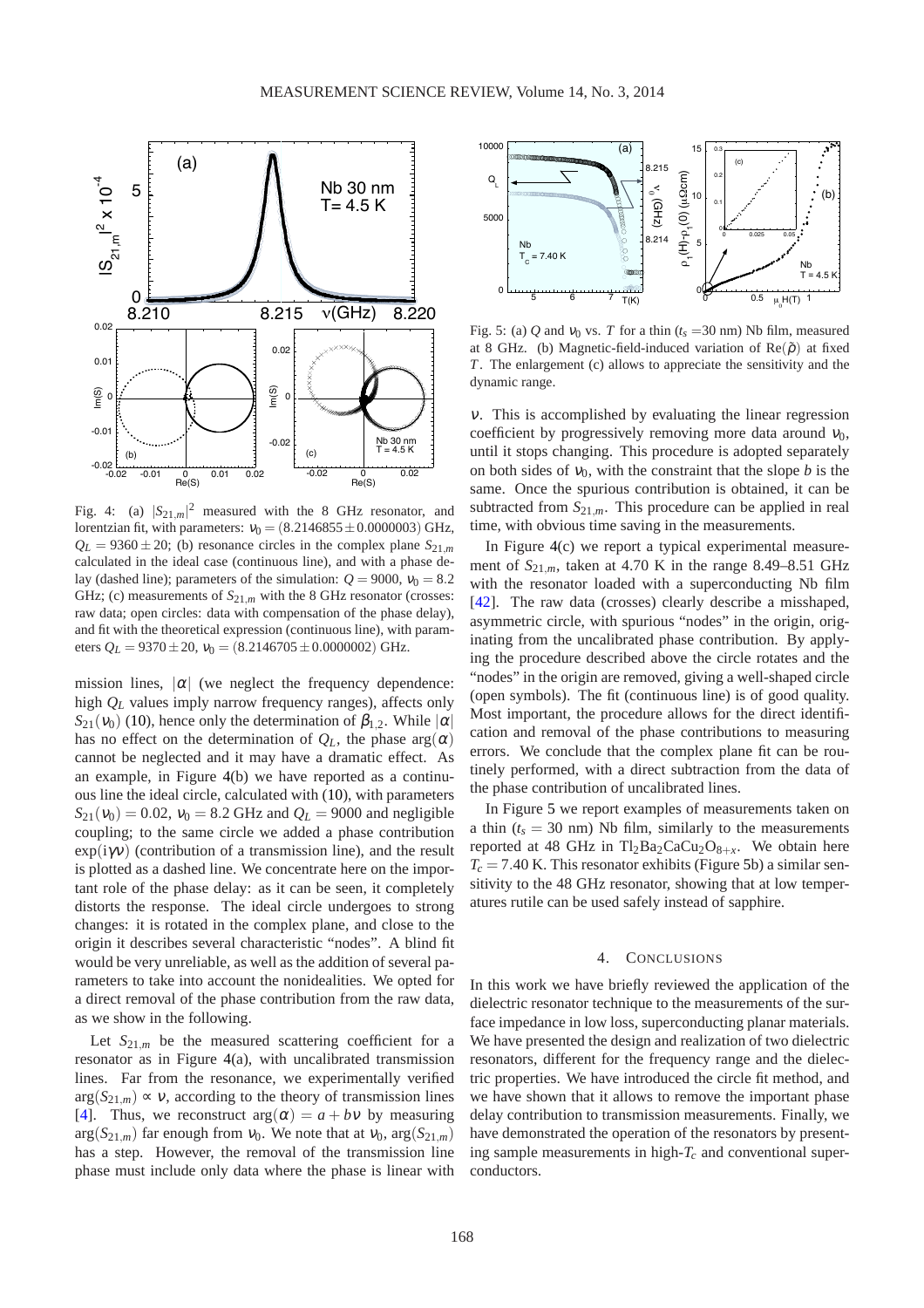Fig. 4: (a) $|S_{21,m}|^2$ measured with the 8 GHz resonator, and lorentzian fit, with parameters: $\nu_0 = (8.2146855 \pm 0.0000003)$ GHz, $Q_L = 9360 \pm 20$; (b) resonance circles in the complex plane $S_{21,m}$ calculated in the ideal case (continuous line), and with a phase delay (dashed line); parameters of the simulation: $Q = 9000$, $\nu_0 = 8.2$ GHz; (c) measurements of $S_{21,m}$ with the 8 GHz resonator (crosses: raw data; open circles: data with compensation of the phase delay), and fit with the theoretical expression (continuous line), with parameters $Q_L = 9370 \pm 20$, $\nu_0 = (8.2146705 \pm 0.0000002)$ GHz.

mission lines, $|\alpha|$ (we neglect the frequency dependence: high $Q_L$ values imply narrow frequency ranges), affects only $S_{21}(\nu_0)$ (10), hence only the determination of $\beta_{1,2}$. While $|\alpha|$ has no effect on the determination of $Q_L$, the phase $\arg(\alpha)$ cannot be neglected and it may have a dramatic effect. As an example, in Figure 4(b) we have reported as a continuous line the ideal circle, calculated with (10), with parameters $S_{21}(\nu_0) = 0.02$, $\nu_0 = 8.2$ GHz and $Q_L = 9000$ and negligible coupling; to the same circle we added a phase contribution $\exp(i\gamma\nu)$ (contribution of a transmission line), and the result is plotted as a dashed line. We concentrate here on the important role of the phase delay: as it can be seen, it completely distorts the response. The ideal circle undergoes to strong changes: it is rotated in the complex plane, and close to the origin it describes several characteristic "nodes". A blind fit would be very unreliable, as well as the addition of several parameters to take into account the nonidealities. We opted for a direct removal of the phase contribution from the raw data, as we show in the following.

Let $S_{21,m}$ be the measured scattering coefficient for a resonator as in Figure 4(a), with uncalibrated transmission lines. Far from the resonance, we experimentally verified $\arg(S_{21,m}) \propto \nu$, according to the theory of transmission lines [4]. Thus, we reconstruct $\arg(\alpha) = a + b\nu$ by measuring $\arg(S_{21,m})$ far enough from $\nu_0$. We note that at $\nu_0$, $\arg(S_{21,m})$ has a step. However, the removal of the transmission line phase must include only data where the phase is linear with $\nu$. This is accomplished by evaluating the linear regression coefficient by progressively removing more data around $\nu_0$, until it stops changing. This procedure is adopted separately on both sides of $\nu_0$, with the constraint that the slope $b$ is the same. Once the spurious contribution is obtained, it can be subtracted from $S_{21,m}$. This procedure can be applied in real time, with obvious time saving in the measurements.

Fig. 5: (a) $Q$ and $\nu_0$ vs. $T$ for a thin ($t_s$ =30 nm) Nb film, measured at 8 GHz. (b) Magnetic-field-induced variation of $\mathrm{Re}(\tilde{\rho})$ at fixed $T$. The enlargement (c) allows to appreciate the sensitivity and the dynamic range.

In Figure 4(c) we report a typical experimental measurement of $S_{21,m}$, taken at 4.70 K in the range 8.49–8.51 GHz with the resonator loaded with a superconducting Nb film [42]. The raw data (crosses) clearly describe a misshaped, asymmetric circle, with spurious "nodes" in the origin, originating from the uncalibrated phase contribution. By applying the procedure described above the circle rotates and the "nodes" in the origin are removed, giving a well-shaped circle (open symbols). The fit (continuous line) is of good quality. Most important, the procedure allows for the direct identification and removal of the phase contributions to measuring errors. We conclude that the complex plane fit can be routinely performed, with a direct subtraction from the data of the phase contribution of uncalibrated lines.

In Figure 5 we report examples of measurements taken on a thin ($t_s$ = 30 nm) Nb film, similarly to the measurements reported at 48 GHz in $Tl_2Ba_2CaCu_2O_{8+x}$. We obtain here $T_c = 7.40$ K. This resonator exhibits (Figure 5b) a similar sensitivity to the 48 GHz resonator, showing that at low temperatures rutile can be used safely instead of sapphire.

## 4. CONCLUSIONS

In this work we have briefly reviewed the application of the dielectric resonator technique to the measurements of the surface impedance in low loss, superconducting planar materials. We have presented the design and realization of two dielectric resonators, different for the frequency range and the dielectric properties. We have introduced the circle fit method, and we have shown that it allows to remove the important phase delay contribution to transmission measurements. Finally, we have demonstrated the operation of the resonators by presenting sample measurements in high-$T_c$ and conventional superconductors.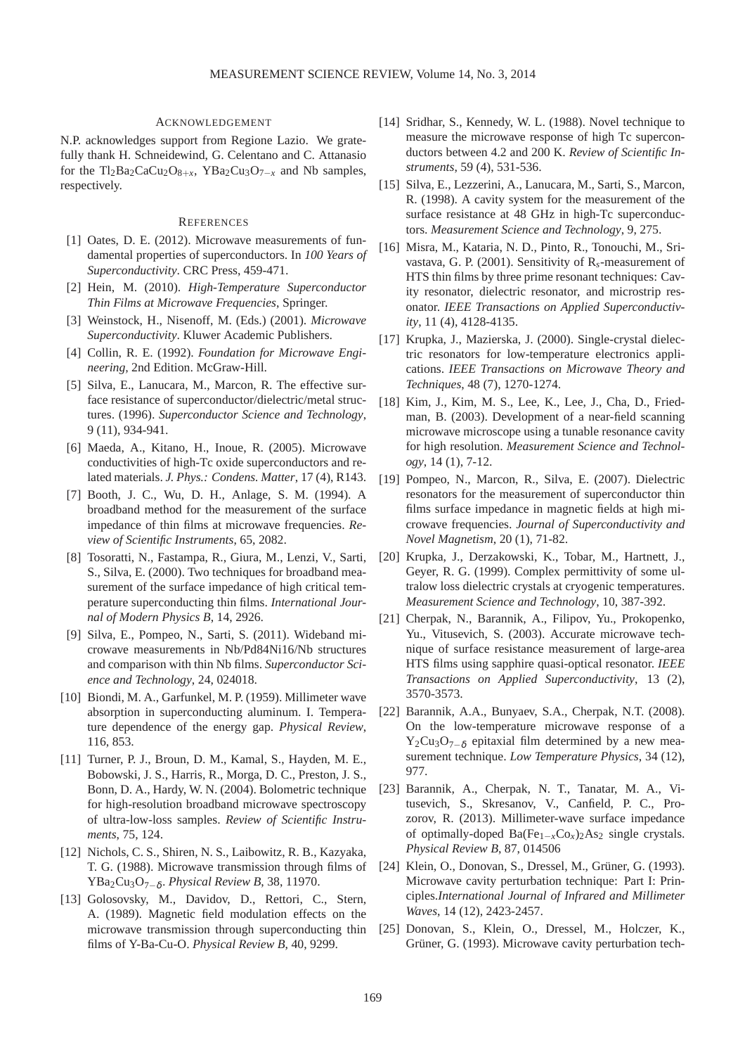## Acknowledgement

N.P. acknowledges support from Regione Lazio. We gratefully thank H. Schneidewind, G. Celentano and C. Attanasio for the $Tl_2Ba_2CaCu_2O_{8+x}$, $YBa_2Cu_3O_{7-x}$ and Nb samples, respectively.

## References

[1] Oates, D. E. (2012). Microwave measurements of fundamental properties of superconductors. In *100 Years of Superconductivity*. CRC Press, 459-471.

[2] Hein, M. (2010). *High-Temperature Superconductor Thin Films at Microwave Frequencies*, Springer.

[3] Weinstock, H., Nisenoff, M. (Eds.) (2001). *Microwave Superconductivity*. Kluwer Academic Publishers.

[4] Collin, R. E. (1992). *Foundation for Microwave Engineering*, 2nd Edition. McGraw-Hill.

[5] Silva, E., Lanucara, M., Marcon, R. The effective surface resistance of superconductor/dielectric/metal structures. (1996). *Superconductor Science and Technology*, 9 (11), 934-941.

[6] Maeda, A., Kitano, H., Inoue, R. (2005). Microwave conductivities of high-Tc oxide superconductors and related materials. *J. Phys.: Condens. Matter*, 17 (4), R143.

[7] Booth, J. C., Wu, D. H., Anlage, S. M. (1994). A broadband method for the measurement of the surface impedance of thin films at microwave frequencies. *Review of Scientific Instruments*, 65, 2082.

[8] Tosoratti, N., Fastampa, R., Giura, M., Lenzi, V., Sarti, S., Silva, E. (2000). Two techniques for broadband measurement of the surface impedance of high critical temperature superconducting thin films. *International Journal of Modern Physics B*, 14, 2926.

[9] Silva, E., Pompeo, N., Sarti, S. (2011). Wideband microwave measurements in Nb/Pd84Ni16/Nb structures and comparison with thin Nb films. *Superconductor Science and Technology*, 24, 024018.

[10] Biondi, M. A., Garfunkel, M. P. (1959). Millimeter wave absorption in superconducting aluminum. I. Temperature dependence of the energy gap. *Physical Review*, 116, 853.

[11] Turner, P. J., Broun, D. M., Kamal, S., Hayden, M. E., Bobowski, J. S., Harris, R., Morga, D. C., Preston, J. S., Bonn, D. A., Hardy, W. N. (2004). Bolometric technique for high-resolution broadband microwave spectroscopy of ultra-low-loss samples. *Review of Scientific Instruments*, 75, 124.

[12] Nichols, C. S., Shiren, N. S., Laibowitz, R. B., Kazyaka, T. G. (1988). Microwave transmission through films of $YBa_2Cu_3O_{7-\delta}$. *Physical Review B*, 38, 11970.

[13] Golosovsky, M., Davidov, D., Rettori, C., Stern, A. (1989). Magnetic field modulation effects on the microwave transmission through superconducting thin films of Y-Ba-Cu-O. *Physical Review B*, 40, 9299.

[14] Sridhar, S., Kennedy, W. L. (1988). Novel technique to measure the microwave response of high Tc superconductors between 4.2 and 200 K. *Review of Scientific Instruments*, 59 (4), 531-536.

[15] Silva, E., Lezzerini, A., Lanucara, M., Sarti, S., Marcon, R. (1998). A cavity system for the measurement of the surface resistance at 48 GHz in high-Tc superconductors. *Measurement Science and Technology*, 9, 275.

[16] Misra, M., Kataria, N. D., Pinto, R., Tonouchi, M., Srivastava, G. P. (2001). Sensitivity of $R_s$-measurement of HTS thin films by three prime resonant techniques: Cavity resonator, dielectric resonator, and microstrip resonator. *IEEE Transactions on Applied Superconductivity*, 11 (4), 4128-4135.

[17] Krupka, J., Mazierska, J. (2000). Single-crystal dielectric resonators for low-temperature electronics applications. *IEEE Transactions on Microwave Theory and Techniques*, 48 (7), 1270-1274.

[18] Kim, J., Kim, M. S., Lee, K., Lee, J., Cha, D., Friedman, B. (2003). Development of a near-field scanning microwave microscope using a tunable resonance cavity for high resolution. *Measurement Science and Technology*, 14 (1), 7-12.

[19] Pompeo, N., Marcon, R., Silva, E. (2007). Dielectric resonators for the measurement of superconductor thin films surface impedance in magnetic fields at high microwave frequencies. *Journal of Superconductivity and Novel Magnetism*, 20 (1), 71-82.

[20] Krupka, J., Derzakowski, K., Tobar, M., Hartnett, J., Geyer, R. G. (1999). Complex permittivity of some ultralow loss dielectric crystals at cryogenic temperatures. *Measurement Science and Technology*, 10, 387-392.

[21] Cherpak, N., Barannik, A., Filipov, Yu., Prokopenko, Yu., Vitusevich, S. (2003). Accurate microwave technique of surface resistance measurement of large-area HTS films using sapphire quasi-optical resonator. *IEEE Transactions on Applied Superconductivity*, 13 (2), 3570-3573.

[22] Barannik, A.A., Bunyaev, S.A., Cherpak, N.T. (2008). On the low-temperature microwave response of a $Y_2Cu_3O_{7-\delta}$ epitaxial film determined by a new measurement technique. *Low Temperature Physics*, 34 (12), 977.

[23] Barannik, A., Cherpak, N. T., Tanatar, M. A., Vitusevich, S., Skresanov, V., Canfield, P. C., Prozorov, R. (2013). Millimeter-wave surface impedance of optimally-doped $Ba(Fe_{1-x}Co_x)_2As_2$ single crystals. *Physical Review B*, 87, 014506

[24] Klein, O., Donovan, S., Dressel, M., Grüner, G. (1993). Microwave cavity perturbation technique: Part I: Principles.*International Journal of Infrared and Millimeter Waves*, 14 (12), 2423-2457.

[25] Donovan, S., Klein, O., Dressel, M., Holczer, K., Grüner, G. (1993). Microwave cavity perturbation tech-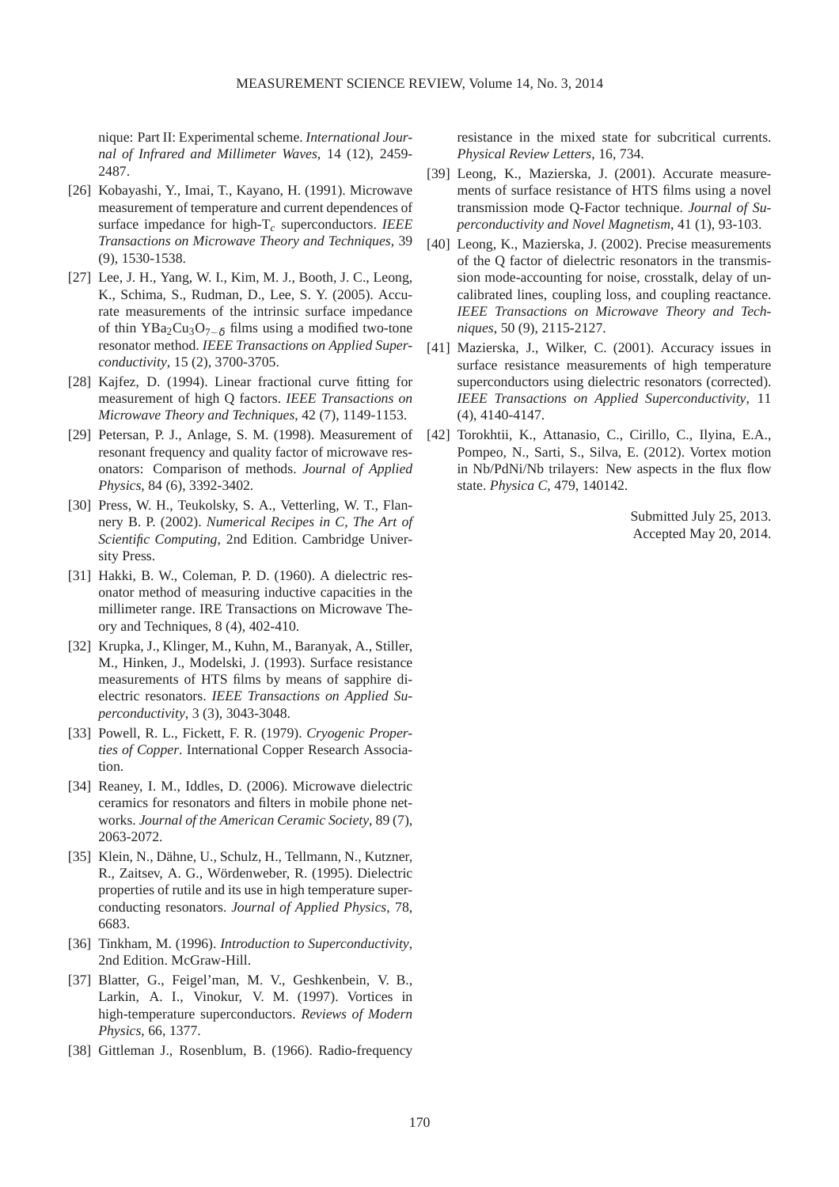nique: Part II: Experimental scheme. *International Journal of Infrared and Millimeter Waves*, 14 (12), 2459-2487.

[26] Kobayashi, Y., Imai, T., Kayano, H. (1991). Microwave measurement of temperature and current dependences of surface impedance for high-$T_c$ superconductors. *IEEE Transactions on Microwave Theory and Techniques*, 39 (9), 1530-1538.

[27] Lee, J. H., Yang, W. I., Kim, M. J., Booth, J. C., Leong, K., Schima, S., Rudman, D., Lee, S. Y. (2005). Accurate measurements of the intrinsic surface impedance of thin $YBa_2Cu_3O_{7-\delta}$ films using a modified two-tone resonator method. *IEEE Transactions on Applied Superconductivity*, 15 (2), 3700-3705.

[28] Kajfez, D. (1994). Linear fractional curve fitting for measurement of high Q factors. *IEEE Transactions on Microwave Theory and Techniques*, 42 (7), 1149-1153.

[29] Petersan, P. J., Anlage, S. M. (1998). Measurement of resonant frequency and quality factor of microwave resonators: Comparison of methods. *Journal of Applied Physics*, 84 (6), 3392-3402.

[30] Press, W. H., Teukolsky, S. A., Vetterling, W. T., Flannery B. P. (2002). *Numerical Recipes in C, The Art of Scientific Computing*, 2nd Edition. Cambridge University Press.

[31] Hakki, B. W., Coleman, P. D. (1960). A dielectric resonator method of measuring inductive capacities in the millimeter range. IRE Transactions on Microwave Theory and Techniques, 8 (4), 402-410.

[32] Krupka, J., Klinger, M., Kuhn, M., Baranyak, A., Stiller, M., Hinken, J., Modelski, J. (1993). Surface resistance measurements of HTS films by means of sapphire dielectric resonators. *IEEE Transactions on Applied Superconductivity*, 3 (3), 3043-3048.

[33] Powell, R. L., Fickett, F. R. (1979). *Cryogenic Properties of Copper*. International Copper Research Association.

[34] Reaney, I. M., Iddles, D. (2006). Microwave dielectric ceramics for resonators and filters in mobile phone networks. *Journal of the American Ceramic Society*, 89 (7), 2063-2072.

[35] Klein, N., Dähne, U., Schulz, H., Tellmann, N., Kutzner, R., Zaitsev, A. G., Wördenweber, R. (1995). Dielectric properties of rutile and its use in high temperature superconducting resonators. *Journal of Applied Physics*, 78, 6683.

[36] Tinkham, M. (1996). *Introduction to Superconductivity*, 2nd Edition. McGraw-Hill.

[37] Blatter, G., Feigel'man, M. V., Geshkenbein, V. B., Larkin, A. I., Vinokur, V. M. (1997). Vortices in high-temperature superconductors. *Reviews of Modern Physics*, 66, 1377.

[38] Gittleman J., Rosenblum, B. (1966). Radio-frequency resistance in the mixed state for subcritical currents. *Physical Review Letters*, 16, 734.

[39] Leong, K., Mazierska, J. (2001). Accurate measurements of surface resistance of HTS films using a novel transmission mode Q-Factor technique. *Journal of Superconductivity and Novel Magnetism*, 41 (1), 93-103.

[40] Leong, K., Mazierska, J. (2002). Precise measurements of the Q factor of dielectric resonators in the transmission mode-accounting for noise, crosstalk, delay of uncalibrated lines, coupling loss, and coupling reactance. *IEEE Transactions on Microwave Theory and Techniques*, 50 (9), 2115-2127.

[41] Mazierska, J., Wilker, C. (2001). Accuracy issues in surface resistance measurements of high temperature superconductors using dielectric resonators (corrected). *IEEE Transactions on Applied Superconductivity*, 11 (4), 4140-4147.

[42] Torokhtii, K., Attanasio, C., Cirillo, C., Ilyina, E.A., Pompeo, N., Sarti, S., Silva, E. (2012). Vortex motion in Nb/PdNi/Nb trilayers: New aspects in the flux flow state. *Physica C*, 479, 140142.

Submitted July 25, 2013.
Accepted May 20, 2014.